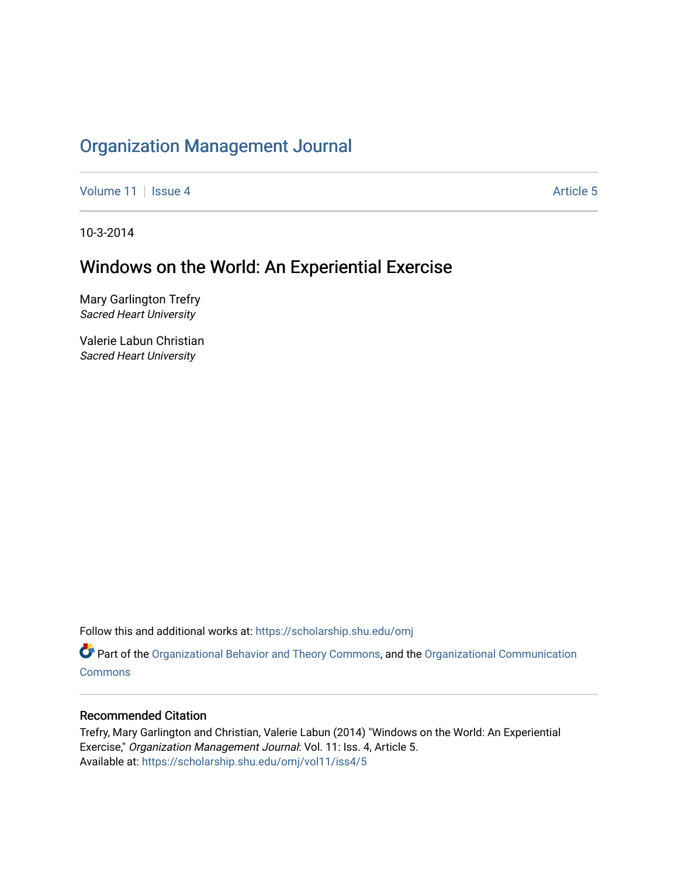# Organization Management Journal

Volume 11 | Issue 4 | Article 5

10-3-2014

## Windows on the World: An Experiential Exercise

Mary Garlington Trefry
*Sacred Heart University*

Valerie Labun Christian
*Sacred Heart University*

Follow this and additional works at: https://scholarship.shu.edu/omj

Part of the Organizational Behavior and Theory Commons, and the Organizational Communication Commons

### Recommended Citation

Trefry, Mary Garlington and Christian, Valerie Labun (2014) "Windows on the World: An Experiential Exercise," *Organization Management Journal*: Vol. 11: Iss. 4, Article 5.
Available at: https://scholarship.shu.edu/omj/vol11/iss4/5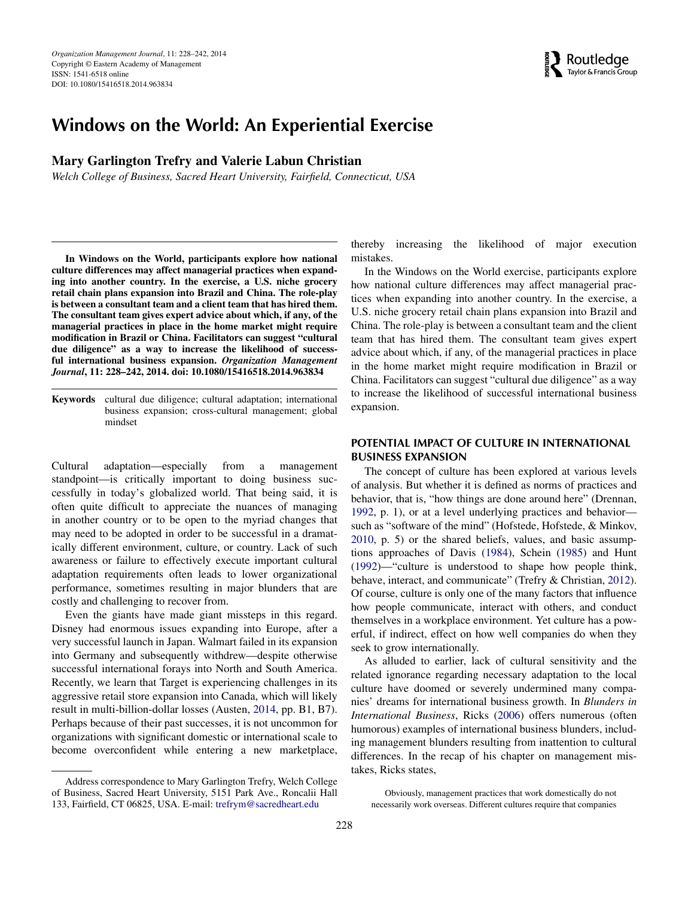# Windows on the World: An Experiential Exercise

**Mary Garlington Trefry and Valerie Labun Christian**

*Welch College of Business, Sacred Heart University, Fairfield, Connecticut, USA*

**In Windows on the World, participants explore how national culture differences may affect managerial practices when expanding into another country. In the exercise, a U.S. niche grocery retail chain plans expansion into Brazil and China. The role-play is between a consultant team and a client team that has hired them. The consultant team gives expert advice about which, if any, of the managerial practices in place in the home market might require modification in Brazil or China. Facilitators can suggest "cultural due diligence" as a way to increase the likelihood of successful international business expansion. *Organization Management Journal*, 11: 228–242, 2014. doi: 10.1080/15416518.2014.963834**

**Keywords** cultural due diligence; cultural adaptation; international business expansion; cross-cultural management; global mindset

Cultural adaptation—especially from a management standpoint—is critically important to doing business successfully in today's globalized world. That being said, it is often quite difficult to appreciate the nuances of managing in another country or to be open to the myriad changes that may need to be adopted in order to be successful in a dramatically different environment, culture, or country. Lack of such awareness or failure to effectively execute important cultural adaptation requirements often leads to lower organizational performance, sometimes resulting in major blunders that are costly and challenging to recover from.

Even the giants have made giant missteps in this regard. Disney had enormous issues expanding into Europe, after a very successful launch in Japan. Walmart failed in its expansion into Germany and subsequently withdrew—despite otherwise successful international forays into North and South America. Recently, we learn that Target is experiencing challenges in its aggressive retail store expansion into Canada, which will likely result in multi-billion-dollar losses (Austen, 2014, pp. B1, B7). Perhaps because of their past successes, it is not uncommon for organizations with significant domestic or international scale to become overconfident while entering a new marketplace, thereby increasing the likelihood of major execution mistakes.

In the Windows on the World exercise, participants explore how national culture differences may affect managerial practices when expanding into another country. In the exercise, a U.S. niche grocery retail chain plans expansion into Brazil and China. The role-play is between a consultant team and the client team that has hired them. The consultant team gives expert advice about which, if any, of the managerial practices in place in the home market might require modification in Brazil or China. Facilitators can suggest "cultural due diligence" as a way to increase the likelihood of successful international business expansion.

## POTENTIAL IMPACT OF CULTURE IN INTERNATIONAL BUSINESS EXPANSION

The concept of culture has been explored at various levels of analysis. But whether it is defined as norms of practices and behavior, that is, "how things are done around here" (Drennan, 1992, p. 1), or at a level underlying practices and behavior—such as "software of the mind" (Hofstede, Hofstede, & Minkov, 2010, p. 5) or the shared beliefs, values, and basic assumptions approaches of Davis (1984), Schein (1985) and Hunt (1992)—"culture is understood to shape how people think, behave, interact, and communicate" (Trefry & Christian, 2012). Of course, culture is only one of the many factors that influence how people communicate, interact with others, and conduct themselves in a workplace environment. Yet culture has a powerful, if indirect, effect on how well companies do when they seek to grow internationally.

As alluded to earlier, lack of cultural sensitivity and the related ignorance regarding necessary adaptation to the local culture have doomed or severely undermined many companies' dreams for international business growth. In *Blunders in International Business*, Ricks (2006) offers numerous (often humorous) examples of international business blunders, including management blunders resulting from inattention to cultural differences. In the recap of his chapter on management mistakes, Ricks states,

> Obviously, management practices that work domestically do not necessarily work overseas. Different cultures require that companies

Address correspondence to Mary Garlington Trefry, Welch College of Business, Sacred Heart University, 5151 Park Ave., Roncalii Hall 133, Fairfield, CT 06825, USA. E-mail: trefrym@sacredheart.edu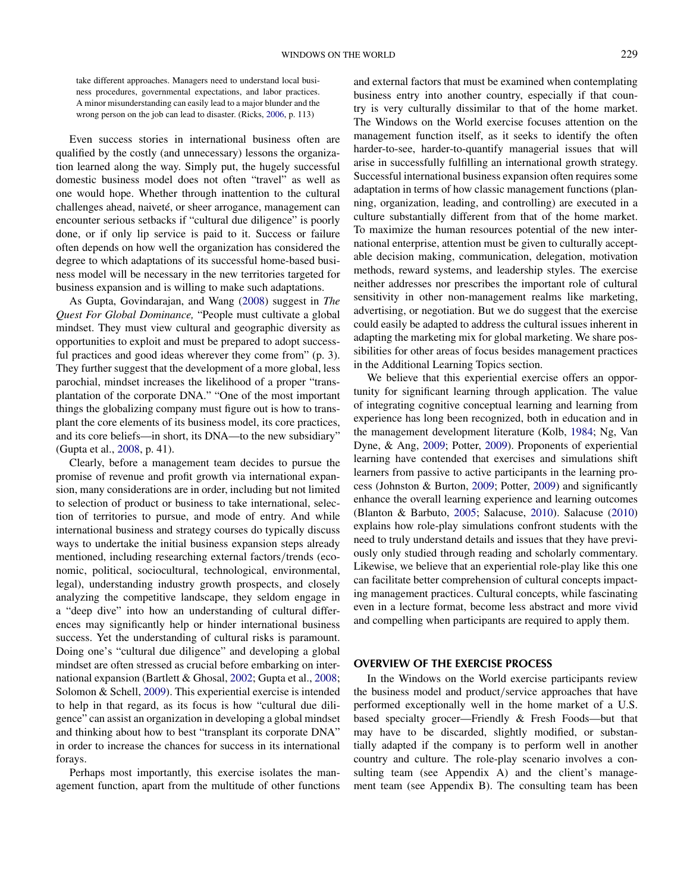take different approaches. Managers need to understand local business procedures, governmental expectations, and labor practices. A minor misunderstanding can easily lead to a major blunder and the wrong person on the job can lead to disaster. (Ricks, 2006, p. 113)

Even success stories in international business often are qualified by the costly (and unnecessary) lessons the organization learned along the way. Simply put, the hugely successful domestic business model does not often "travel" as well as one would hope. Whether through inattention to the cultural challenges ahead, naiveté, or sheer arrogance, management can encounter serious setbacks if "cultural due diligence" is poorly done, or if only lip service is paid to it. Success or failure often depends on how well the organization has considered the degree to which adaptations of its successful home-based business model will be necessary in the new territories targeted for business expansion and is willing to make such adaptations.

As Gupta, Govindarajan, and Wang (2008) suggest in *The Quest For Global Dominance,* "People must cultivate a global mindset. They must view cultural and geographic diversity as opportunities to exploit and must be prepared to adopt successful practices and good ideas wherever they come from" (p. 3). They further suggest that the development of a more global, less parochial, mindset increases the likelihood of a proper "transplantation of the corporate DNA." "One of the most important things the globalizing company must figure out is how to transplant the core elements of its business model, its core practices, and its core beliefs—in short, its DNA—to the new subsidiary" (Gupta et al., 2008, p. 41).

Clearly, before a management team decides to pursue the promise of revenue and profit growth via international expansion, many considerations are in order, including but not limited to selection of product or business to take international, selection of territories to pursue, and mode of entry. And while international business and strategy courses do typically discuss ways to undertake the initial business expansion steps already mentioned, including researching external factors/trends (economic, political, sociocultural, technological, environmental, legal), understanding industry growth prospects, and closely analyzing the competitive landscape, they seldom engage in a "deep dive" into how an understanding of cultural differences may significantly help or hinder international business success. Yet the understanding of cultural risks is paramount. Doing one's "cultural due diligence" and developing a global mindset are often stressed as crucial before embarking on international expansion (Bartlett & Ghosal, 2002; Gupta et al., 2008; Solomon & Schell, 2009). This experiential exercise is intended to help in that regard, as its focus is how "cultural due diligence" can assist an organization in developing a global mindset and thinking about how to best "transplant its corporate DNA" in order to increase the chances for success in its international forays.

Perhaps most importantly, this exercise isolates the management function, apart from the multitude of other functions and external factors that must be examined when contemplating business entry into another country, especially if that country is very culturally dissimilar to that of the home market. The Windows on the World exercise focuses attention on the management function itself, as it seeks to identify the often harder-to-see, harder-to-quantify managerial issues that will arise in successfully fulfilling an international growth strategy. Successful international business expansion often requires some adaptation in terms of how classic management functions (planning, organization, leading, and controlling) are executed in a culture substantially different from that of the home market. To maximize the human resources potential of the new international enterprise, attention must be given to culturally acceptable decision making, communication, delegation, motivation methods, reward systems, and leadership styles. The exercise neither addresses nor prescribes the important role of cultural sensitivity in other non-management realms like marketing, advertising, or negotiation. But we do suggest that the exercise could easily be adapted to address the cultural issues inherent in adapting the marketing mix for global marketing. We share possibilities for other areas of focus besides management practices in the Additional Learning Topics section.

We believe that this experiential exercise offers an opportunity for significant learning through application. The value of integrating cognitive conceptual learning and learning from experience has long been recognized, both in education and in the management development literature (Kolb, 1984; Ng, Van Dyne, & Ang, 2009; Potter, 2009). Proponents of experiential learning have contended that exercises and simulations shift learners from passive to active participants in the learning process (Johnston & Burton, 2009; Potter, 2009) and significantly enhance the overall learning experience and learning outcomes (Blanton & Barbuto, 2005; Salacuse, 2010). Salacuse (2010) explains how role-play simulations confront students with the need to truly understand details and issues that they have previously only studied through reading and scholarly commentary. Likewise, we believe that an experiential role-play like this one can facilitate better comprehension of cultural concepts impacting management practices. Cultural concepts, while fascinating even in a lecture format, become less abstract and more vivid and compelling when participants are required to apply them.

## OVERVIEW OF THE EXERCISE PROCESS

In the Windows on the World exercise participants review the business model and product/service approaches that have performed exceptionally well in the home market of a U.S. based specialty grocer—Friendly & Fresh Foods—but that may have to be discarded, slightly modified, or substantially adapted if the company is to perform well in another country and culture. The role-play scenario involves a consulting team (see Appendix A) and the client's management team (see Appendix B). The consulting team has been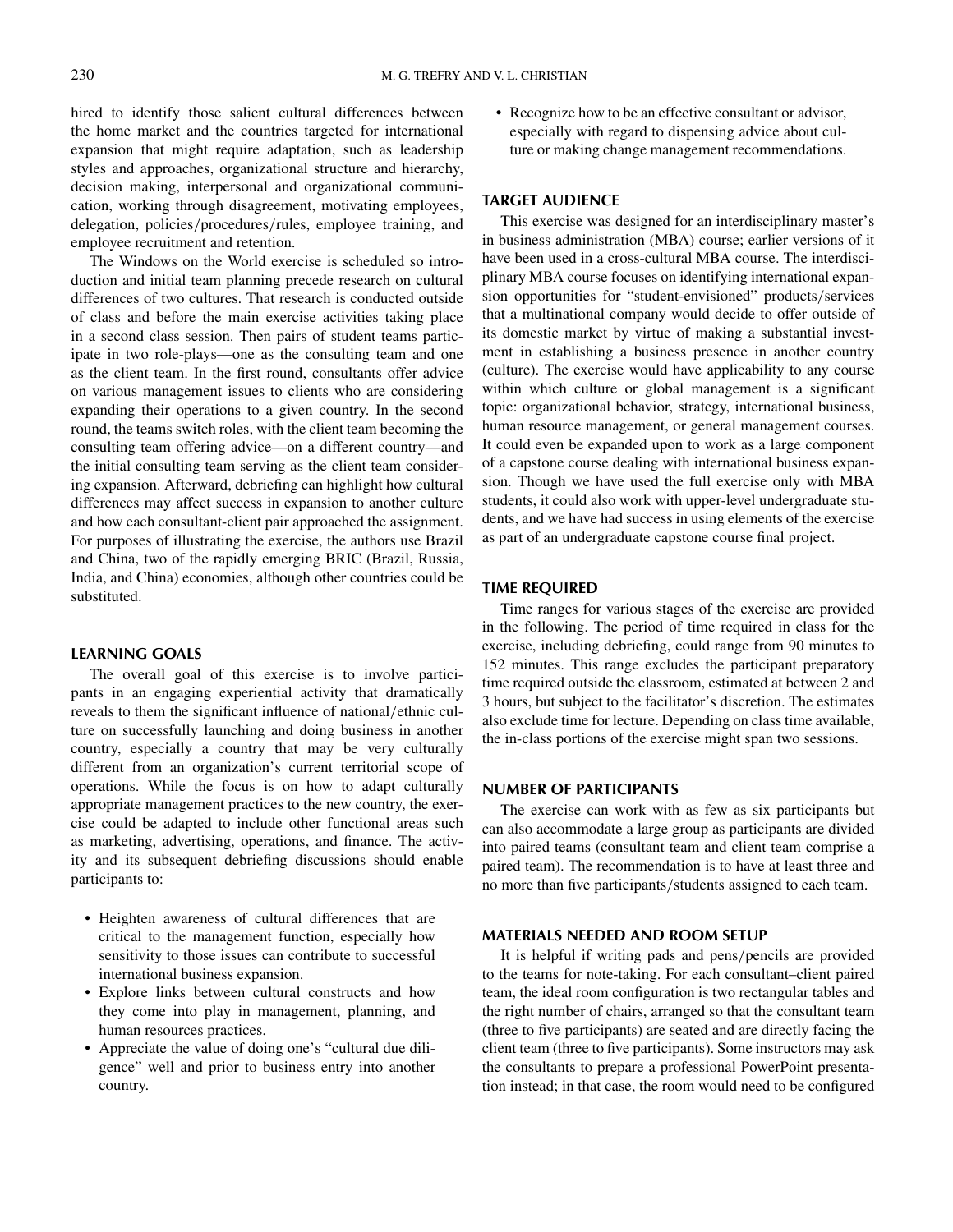hired to identify those salient cultural differences between the home market and the countries targeted for international expansion that might require adaptation, such as leadership styles and approaches, organizational structure and hierarchy, decision making, interpersonal and organizational communication, working through disagreement, motivating employees, delegation, policies/procedures/rules, employee training, and employee recruitment and retention.

The Windows on the World exercise is scheduled so introduction and initial team planning precede research on cultural differences of two cultures. That research is conducted outside of class and before the main exercise activities taking place in a second class session. Then pairs of student teams participate in two role-plays—one as the consulting team and one as the client team. In the first round, consultants offer advice on various management issues to clients who are considering expanding their operations to a given country. In the second round, the teams switch roles, with the client team becoming the consulting team offering advice—on a different country—and the initial consulting team serving as the client team considering expansion. Afterward, debriefing can highlight how cultural differences may affect success in expansion to another culture and how each consultant-client pair approached the assignment. For purposes of illustrating the exercise, the authors use Brazil and China, two of the rapidly emerging BRIC (Brazil, Russia, India, and China) economies, although other countries could be substituted.

## LEARNING GOALS

The overall goal of this exercise is to involve participants in an engaging experiential activity that dramatically reveals to them the significant influence of national/ethnic culture on successfully launching and doing business in another country, especially a country that may be very culturally different from an organization's current territorial scope of operations. While the focus is on how to adapt culturally appropriate management practices to the new country, the exercise could be adapted to include other functional areas such as marketing, advertising, operations, and finance. The activity and its subsequent debriefing discussions should enable participants to:

- Heighten awareness of cultural differences that are critical to the management function, especially how sensitivity to those issues can contribute to successful international business expansion.
- Explore links between cultural constructs and how they come into play in management, planning, and human resources practices.
- Appreciate the value of doing one's "cultural due diligence" well and prior to business entry into another country.
- Recognize how to be an effective consultant or advisor, especially with regard to dispensing advice about culture or making change management recommendations.

## TARGET AUDIENCE

This exercise was designed for an interdisciplinary master's in business administration (MBA) course; earlier versions of it have been used in a cross-cultural MBA course. The interdisciplinary MBA course focuses on identifying international expansion opportunities for "student-envisioned" products/services that a multinational company would decide to offer outside of its domestic market by virtue of making a substantial investment in establishing a business presence in another country (culture). The exercise would have applicability to any course within which culture or global management is a significant topic: organizational behavior, strategy, international business, human resource management, or general management courses. It could even be expanded upon to work as a large component of a capstone course dealing with international business expansion. Though we have used the full exercise only with MBA students, it could also work with upper-level undergraduate students, and we have had success in using elements of the exercise as part of an undergraduate capstone course final project.

## TIME REQUIRED

Time ranges for various stages of the exercise are provided in the following. The period of time required in class for the exercise, including debriefing, could range from 90 minutes to 152 minutes. This range excludes the participant preparatory time required outside the classroom, estimated at between 2 and 3 hours, but subject to the facilitator's discretion. The estimates also exclude time for lecture. Depending on class time available, the in-class portions of the exercise might span two sessions.

## NUMBER OF PARTICIPANTS

The exercise can work with as few as six participants but can also accommodate a large group as participants are divided into paired teams (consultant team and client team comprise a paired team). The recommendation is to have at least three and no more than five participants/students assigned to each team.

## MATERIALS NEEDED AND ROOM SETUP

It is helpful if writing pads and pens/pencils are provided to the teams for note-taking. For each consultant–client paired team, the ideal room configuration is two rectangular tables and the right number of chairs, arranged so that the consultant team (three to five participants) are seated and are directly facing the client team (three to five participants). Some instructors may ask the consultants to prepare a professional PowerPoint presentation instead; in that case, the room would need to be configured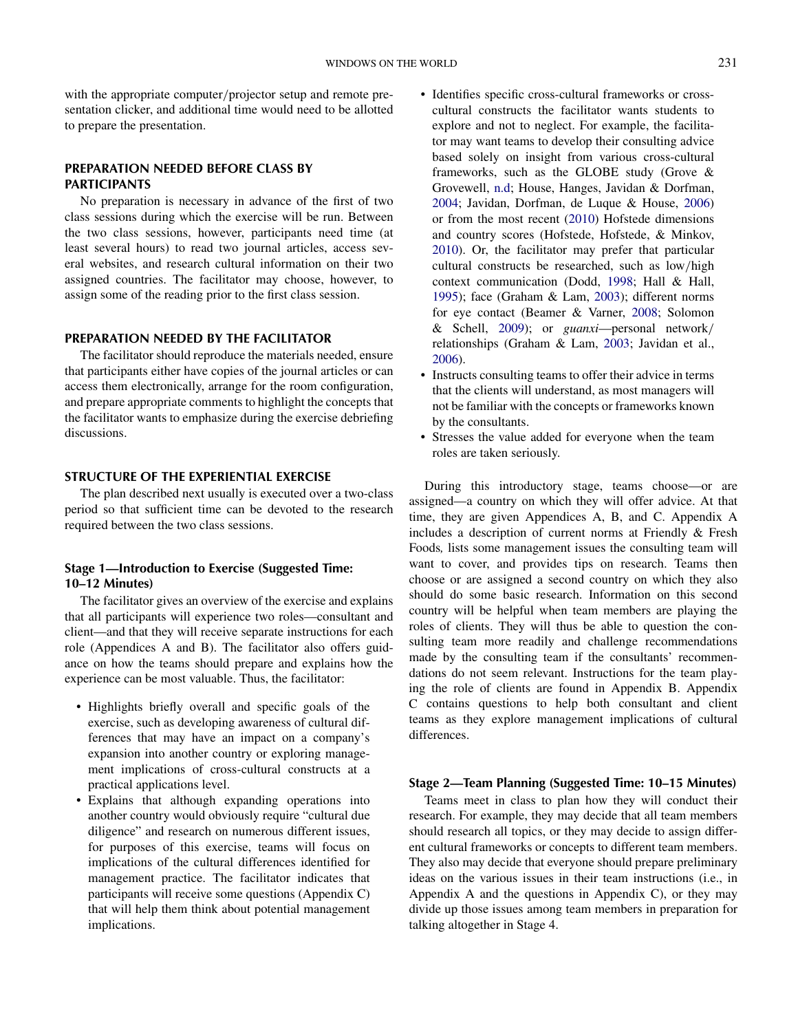with the appropriate computer/projector setup and remote presentation clicker, and additional time would need to be allotted to prepare the presentation.

## PREPARATION NEEDED BEFORE CLASS BY PARTICIPANTS

No preparation is necessary in advance of the first of two class sessions during which the exercise will be run. Between the two class sessions, however, participants need time (at least several hours) to read two journal articles, access several websites, and research cultural information on their two assigned countries. The facilitator may choose, however, to assign some of the reading prior to the first class session.

## PREPARATION NEEDED BY THE FACILITATOR

The facilitator should reproduce the materials needed, ensure that participants either have copies of the journal articles or can access them electronically, arrange for the room configuration, and prepare appropriate comments to highlight the concepts that the facilitator wants to emphasize during the exercise debriefing discussions.

## STRUCTURE OF THE EXPERIENTIAL EXERCISE

The plan described next usually is executed over a two-class period so that sufficient time can be devoted to the research required between the two class sessions.

### Stage 1—Introduction to Exercise (Suggested Time: 10–12 Minutes)

The facilitator gives an overview of the exercise and explains that all participants will experience two roles—consultant and client—and that they will receive separate instructions for each role (Appendices A and B). The facilitator also offers guidance on how the teams should prepare and explains how the experience can be most valuable. Thus, the facilitator:

- Highlights briefly overall and specific goals of the exercise, such as developing awareness of cultural differences that may have an impact on a company's expansion into another country or exploring management implications of cross-cultural constructs at a practical applications level.
- Explains that although expanding operations into another country would obviously require "cultural due diligence" and research on numerous different issues, for purposes of this exercise, teams will focus on implications of the cultural differences identified for management practice. The facilitator indicates that participants will receive some questions (Appendix C) that will help them think about potential management implications.
- Identifies specific cross-cultural frameworks or cross-cultural constructs the facilitator wants students to explore and not to neglect. For example, the facilitator may want teams to develop their consulting advice based solely on insight from various cross-cultural frameworks, such as the GLOBE study (Grove & Grovewell, n.d; House, Hanges, Javidan & Dorfman, 2004; Javidan, Dorfman, de Luque & House, 2006) or from the most recent (2010) Hofstede dimensions and country scores (Hofstede, Hofstede, & Minkov, 2010). Or, the facilitator may prefer that particular cultural constructs be researched, such as low/high context communication (Dodd, 1998; Hall & Hall, 1995); face (Graham & Lam, 2003); different norms for eye contact (Beamer & Varner, 2008; Solomon & Schell, 2009); or *guanxi*—personal network/relationships (Graham & Lam, 2003; Javidan et al., 2006).
- Instructs consulting teams to offer their advice in terms that the clients will understand, as most managers will not be familiar with the concepts or frameworks known by the consultants.
- Stresses the value added for everyone when the team roles are taken seriously.

During this introductory stage, teams choose—or are assigned—a country on which they will offer advice. At that time, they are given Appendices A, B, and C. Appendix A includes a description of current norms at Friendly & Fresh Foods*,* lists some management issues the consulting team will want to cover, and provides tips on research. Teams then choose or are assigned a second country on which they also should do some basic research. Information on this second country will be helpful when team members are playing the roles of clients. They will thus be able to question the consulting team more readily and challenge recommendations made by the consulting team if the consultants' recommendations do not seem relevant. Instructions for the team playing the role of clients are found in Appendix B. Appendix C contains questions to help both consultant and client teams as they explore management implications of cultural differences.

### Stage 2—Team Planning (Suggested Time: 10–15 Minutes)

Teams meet in class to plan how they will conduct their research. For example, they may decide that all team members should research all topics, or they may decide to assign different cultural frameworks or concepts to different team members. They also may decide that everyone should prepare preliminary ideas on the various issues in their team instructions (i.e., in Appendix A and the questions in Appendix C), or they may divide up those issues among team members in preparation for talking altogether in Stage 4.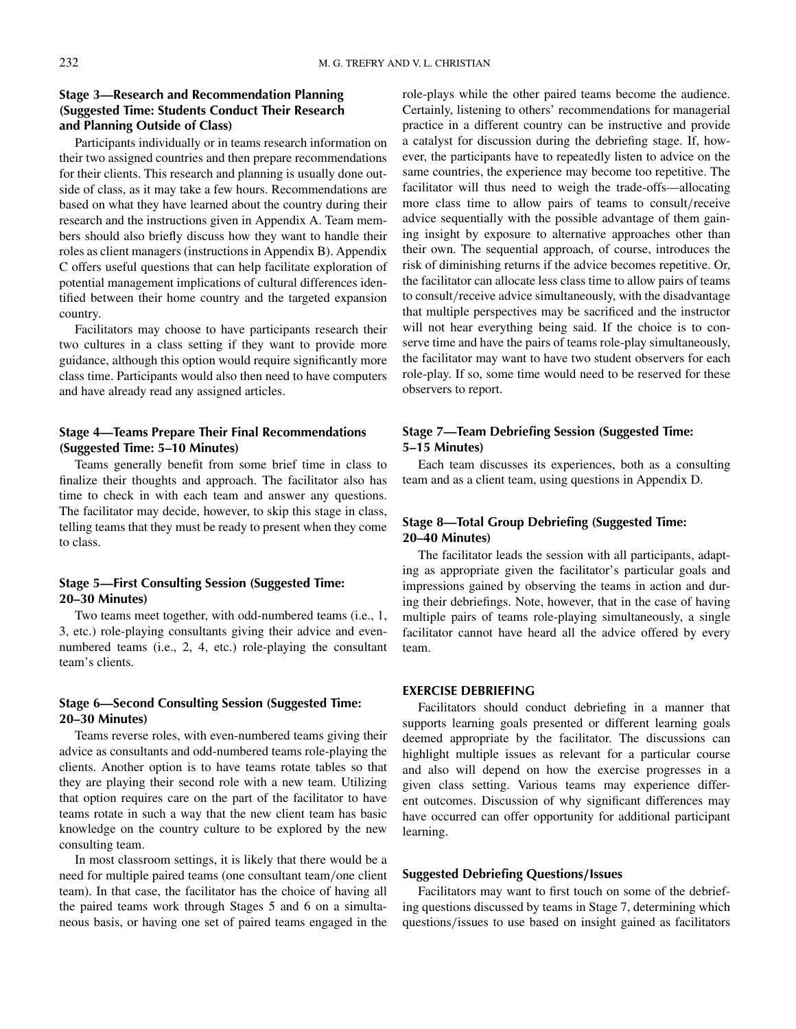### Stage 3—Research and Recommendation Planning (Suggested Time: Students Conduct Their Research and Planning Outside of Class)

Participants individually or in teams research information on their two assigned countries and then prepare recommendations for their clients. This research and planning is usually done outside of class, as it may take a few hours. Recommendations are based on what they have learned about the country during their research and the instructions given in Appendix A. Team members should also briefly discuss how they want to handle their roles as client managers (instructions in Appendix B). Appendix C offers useful questions that can help facilitate exploration of potential management implications of cultural differences identified between their home country and the targeted expansion country.

Facilitators may choose to have participants research their two cultures in a class setting if they want to provide more guidance, although this option would require significantly more class time. Participants would also then need to have computers and have already read any assigned articles.

### Stage 4—Teams Prepare Their Final Recommendations (Suggested Time: 5–10 Minutes)

Teams generally benefit from some brief time in class to finalize their thoughts and approach. The facilitator also has time to check in with each team and answer any questions. The facilitator may decide, however, to skip this stage in class, telling teams that they must be ready to present when they come to class.

### Stage 5—First Consulting Session (Suggested Time: 20–30 Minutes)

Two teams meet together, with odd-numbered teams (i.e., 1, 3, etc.) role-playing consultants giving their advice and even-numbered teams (i.e., 2, 4, etc.) role-playing the consultant team's clients.

### Stage 6—Second Consulting Session (Suggested Time: 20–30 Minutes)

Teams reverse roles, with even-numbered teams giving their advice as consultants and odd-numbered teams role-playing the clients. Another option is to have teams rotate tables so that they are playing their second role with a new team. Utilizing that option requires care on the part of the facilitator to have teams rotate in such a way that the new client team has basic knowledge on the country culture to be explored by the new consulting team.

In most classroom settings, it is likely that there would be a need for multiple paired teams (one consultant team/one client team). In that case, the facilitator has the choice of having all the paired teams work through Stages 5 and 6 on a simultaneous basis, or having one set of paired teams engaged in the role-plays while the other paired teams become the audience. Certainly, listening to others' recommendations for managerial practice in a different country can be instructive and provide a catalyst for discussion during the debriefing stage. If, however, the participants have to repeatedly listen to advice on the same countries, the experience may become too repetitive. The facilitator will thus need to weigh the trade-offs—allocating more class time to allow pairs of teams to consult/receive advice sequentially with the possible advantage of them gaining insight by exposure to alternative approaches other than their own. The sequential approach, of course, introduces the risk of diminishing returns if the advice becomes repetitive. Or, the facilitator can allocate less class time to allow pairs of teams to consult/receive advice simultaneously, with the disadvantage that multiple perspectives may be sacrificed and the instructor will not hear everything being said. If the choice is to conserve time and have the pairs of teams role-play simultaneously, the facilitator may want to have two student observers for each role-play. If so, some time would need to be reserved for these observers to report.

### Stage 7—Team Debriefing Session (Suggested Time: 5–15 Minutes)

Each team discusses its experiences, both as a consulting team and as a client team, using questions in Appendix D.

### Stage 8—Total Group Debriefing (Suggested Time: 20–40 Minutes)

The facilitator leads the session with all participants, adapting as appropriate given the facilitator's particular goals and impressions gained by observing the teams in action and during their debriefings. Note, however, that in the case of having multiple pairs of teams role-playing simultaneously, a single facilitator cannot have heard all the advice offered by every team.

## EXERCISE DEBRIEFING

Facilitators should conduct debriefing in a manner that supports learning goals presented or different learning goals deemed appropriate by the facilitator. The discussions can highlight multiple issues as relevant for a particular course and also will depend on how the exercise progresses in a given class setting. Various teams may experience different outcomes. Discussion of why significant differences may have occurred can offer opportunity for additional participant learning.

### Suggested Debriefing Questions/Issues

Facilitators may want to first touch on some of the debriefing questions discussed by teams in Stage 7, determining which questions/issues to use based on insight gained as facilitators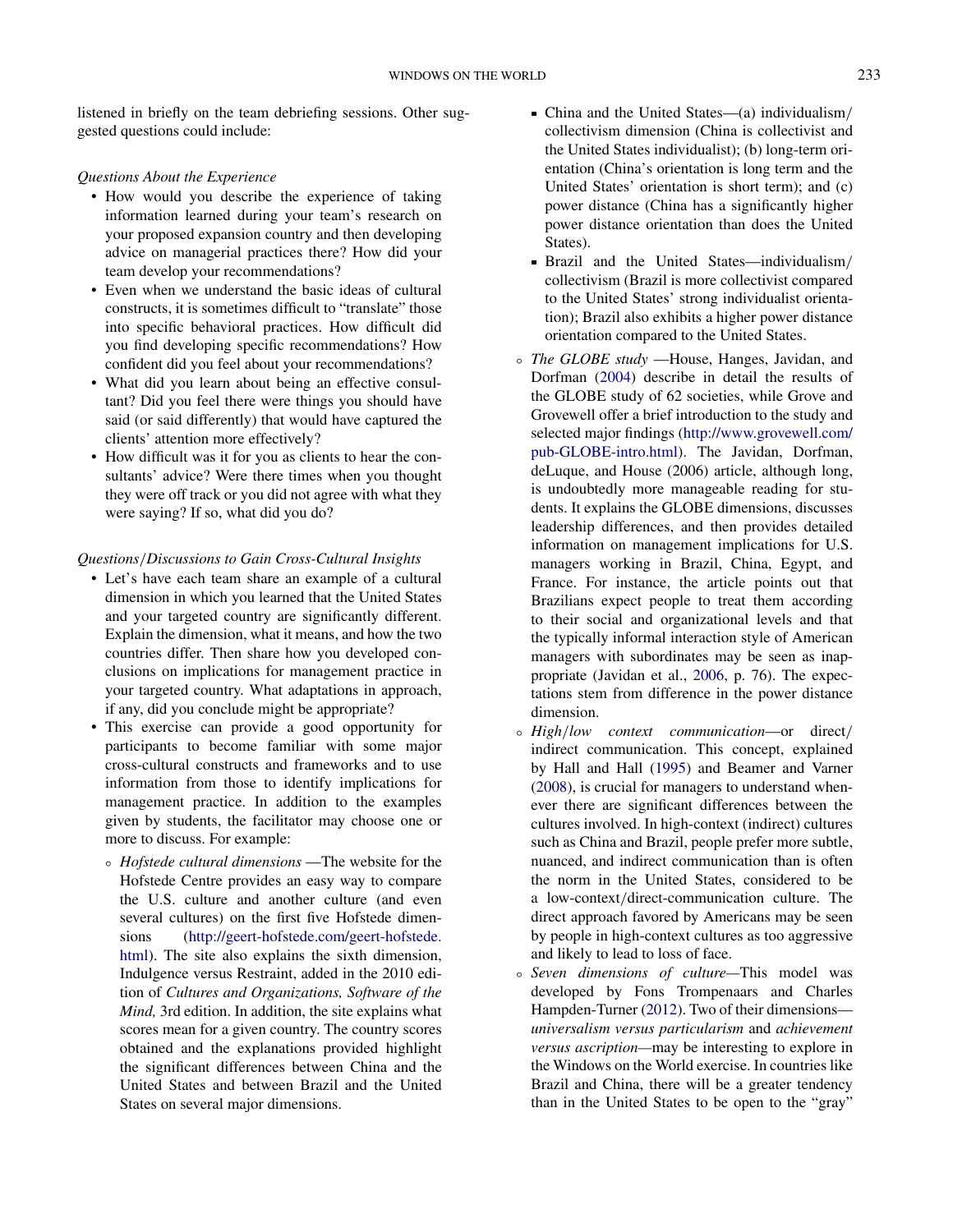listened in briefly on the team debriefing sessions. Other suggested questions could include:

*Questions About the Experience*

- How would you describe the experience of taking information learned during your team's research on your proposed expansion country and then developing advice on managerial practices there? How did your team develop your recommendations?
- Even when we understand the basic ideas of cultural constructs, it is sometimes difficult to "translate" those into specific behavioral practices. How difficult did you find developing specific recommendations? How confident did you feel about your recommendations?
- What did you learn about being an effective consultant? Did you feel there were things you should have said (or said differently) that would have captured the clients' attention more effectively?
- How difficult was it for you as clients to hear the consultants' advice? Were there times when you thought they were off track or you did not agree with what they were saying? If so, what did you do?

*Questions/Discussions to Gain Cross-Cultural Insights*

- Let's have each team share an example of a cultural dimension in which you learned that the United States and your targeted country are significantly different. Explain the dimension, what it means, and how the two countries differ. Then share how you developed conclusions on implications for management practice in your targeted country. What adaptations in approach, if any, did you conclude might be appropriate?
- This exercise can provide a good opportunity for participants to become familiar with some major cross-cultural constructs and frameworks and to use information from those to identify implications for management practice. In addition to the examples given by students, the facilitator may choose one or more to discuss. For example:
  - *Hofstede cultural dimensions* —The website for the Hofstede Centre provides an easy way to compare the U.S. culture and another culture (and even several cultures) on the first five Hofstede dimensions (http://geert-hofstede.com/geert-hofstede.html). The site also explains the sixth dimension, Indulgence versus Restraint, added in the 2010 edition of *Cultures and Organizations, Software of the Mind,* 3rd edition. In addition, the site explains what scores mean for a given country. The country scores obtained and the explanations provided highlight the significant differences between China and the United States and between Brazil and the United States on several major dimensions.
    - China and the United States—(a) individualism/collectivism dimension (China is collectivist and the United States individualist); (b) long-term orientation (China's orientation is long term and the United States' orientation is short term); and (c) power distance (China has a significantly higher power distance orientation than does the United States).
    - Brazil and the United States—individualism/collectivism (Brazil is more collectivist compared to the United States' strong individualist orientation); Brazil also exhibits a higher power distance orientation compared to the United States.
  - *The GLOBE study* —House, Hanges, Javidan, and Dorfman (2004) describe in detail the results of the GLOBE study of 62 societies, while Grove and Grovewell offer a brief introduction to the study and selected major findings (http://www.grovewell.com/pub-GLOBE-intro.html). The Javidan, Dorfman, deLuque, and House (2006) article, although long, is undoubtedly more manageable reading for students. It explains the GLOBE dimensions, discusses leadership differences, and then provides detailed information on management implications for U.S. managers working in Brazil, China, Egypt, and France. For instance, the article points out that Brazilians expect people to treat them according to their social and organizational levels and that the typically informal interaction style of American managers with subordinates may be seen as inappropriate (Javidan et al., 2006, p. 76). The expectations stem from difference in the power distance dimension.
  - *High/low context communication*—or direct/indirect communication. This concept, explained by Hall and Hall (1995) and Beamer and Varner (2008), is crucial for managers to understand whenever there are significant differences between the cultures involved. In high-context (indirect) cultures such as China and Brazil, people prefer more subtle, nuanced, and indirect communication than is often the norm in the United States, considered to be a low-context/direct-communication culture. The direct approach favored by Americans may be seen by people in high-context cultures as too aggressive and likely to lead to loss of face.
  - *Seven dimensions of culture*—This model was developed by Fons Trompenaars and Charles Hampden-Turner (2012). Two of their dimensions—*universalism versus particularism* and *achievement versus ascription*—may be interesting to explore in the Windows on the World exercise. In countries like Brazil and China, there will be a greater tendency than in the United States to be open to the "gray"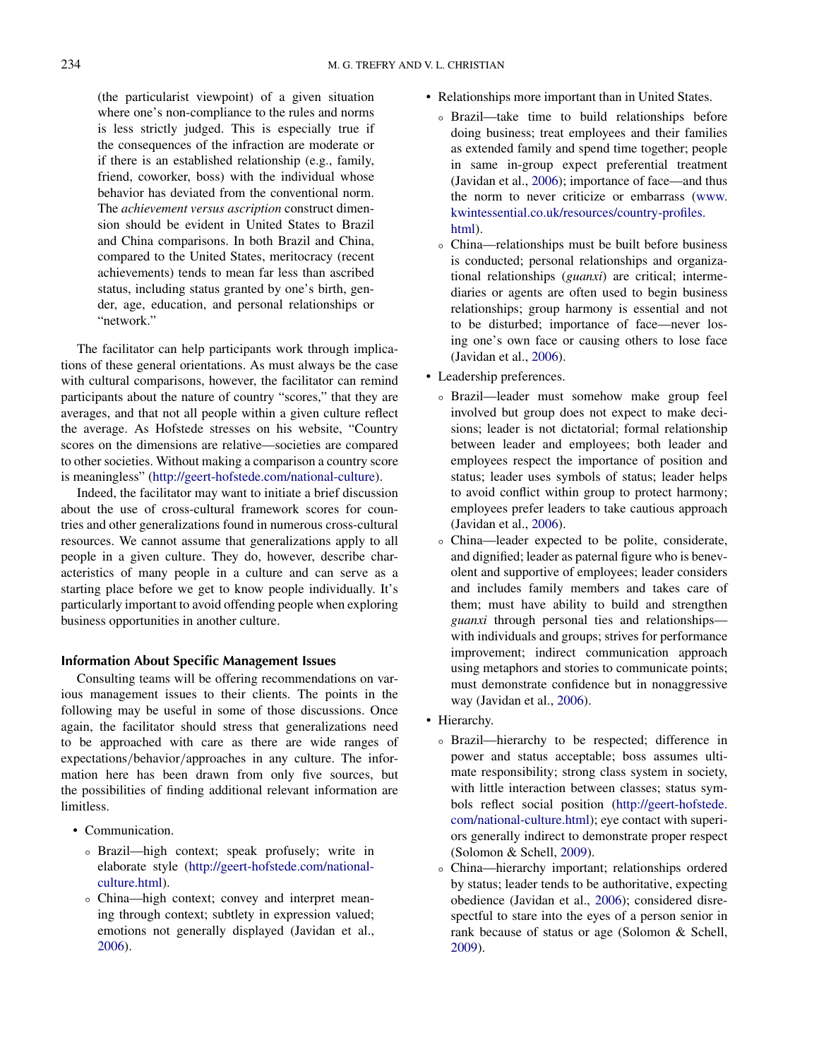(the particularist viewpoint) of a given situation where one's non-compliance to the rules and norms is less strictly judged. This is especially true if the consequences of the infraction are moderate or if there is an established relationship (e.g., family, friend, coworker, boss) with the individual whose behavior has deviated from the conventional norm. The *achievement versus ascription* construct dimension should be evident in United States to Brazil and China comparisons. In both Brazil and China, compared to the United States, meritocracy (recent achievements) tends to mean far less than ascribed status, including status granted by one's birth, gender, age, education, and personal relationships or "network."

The facilitator can help participants work through implications of these general orientations. As must always be the case with cultural comparisons, however, the facilitator can remind participants about the nature of country "scores," that they are averages, and that not all people within a given culture reflect the average. As Hofstede stresses on his website, "Country scores on the dimensions are relative—societies are compared to other societies. Without making a comparison a country score is meaningless" (http://geert-hofstede.com/national-culture).

Indeed, the facilitator may want to initiate a brief discussion about the use of cross-cultural framework scores for countries and other generalizations found in numerous cross-cultural resources. We cannot assume that generalizations apply to all people in a given culture. They do, however, describe characteristics of many people in a culture and can serve as a starting place before we get to know people individually. It's particularly important to avoid offending people when exploring business opportunities in another culture.

### Information About Specific Management Issues

Consulting teams will be offering recommendations on various management issues to their clients. The points in the following may be useful in some of those discussions. Once again, the facilitator should stress that generalizations need to be approached with care as there are wide ranges of expectations/behavior/approaches in any culture. The information here has been drawn from only five sources, but the possibilities of finding additional relevant information are limitless.

- Communication.
  - Brazil—high context; speak profusely; write in elaborate style (http://geert-hofstede.com/national-culture.html).
  - China—high context; convey and interpret meaning through context; subtlety in expression valued; emotions not generally displayed (Javidan et al., 2006).
- Relationships more important than in United States.
  - Brazil—take time to build relationships before doing business; treat employees and their families as extended family and spend time together; people in same in-group expect preferential treatment (Javidan et al., 2006); importance of face—and thus the norm to never criticize or embarrass (www.kwintessential.co.uk/resources/country-profiles.html).
  - China—relationships must be built before business is conducted; personal relationships and organizational relationships (*guanxi*) are critical; intermediaries or agents are often used to begin business relationships; group harmony is essential and not to be disturbed; importance of face—never losing one's own face or causing others to lose face (Javidan et al., 2006).
- Leadership preferences.
  - Brazil—leader must somehow make group feel involved but group does not expect to make decisions; leader is not dictatorial; formal relationship between leader and employees; both leader and employees respect the importance of position and status; leader uses symbols of status; leader helps to avoid conflict within group to protect harmony; employees prefer leaders to take cautious approach (Javidan et al., 2006).
  - China—leader expected to be polite, considerate, and dignified; leader as paternal figure who is benevolent and supportive of employees; leader considers and includes family members and takes care of them; must have ability to build and strengthen *guanxi* through personal ties and relationships—with individuals and groups; strives for performance improvement; indirect communication approach using metaphors and stories to communicate points; must demonstrate confidence but in nonaggressive way (Javidan et al., 2006).
- Hierarchy.
  - Brazil—hierarchy to be respected; difference in power and status acceptable; boss assumes ultimate responsibility; strong class system in society, with little interaction between classes; status symbols reflect social position (http://geert-hofstede.com/national-culture.html); eye contact with superiors generally indirect to demonstrate proper respect (Solomon & Schell, 2009).
  - China—hierarchy important; relationships ordered by status; leader tends to be authoritative, expecting obedience (Javidan et al., 2006); considered disrespectful to stare into the eyes of a person senior in rank because of status or age (Solomon & Schell, 2009).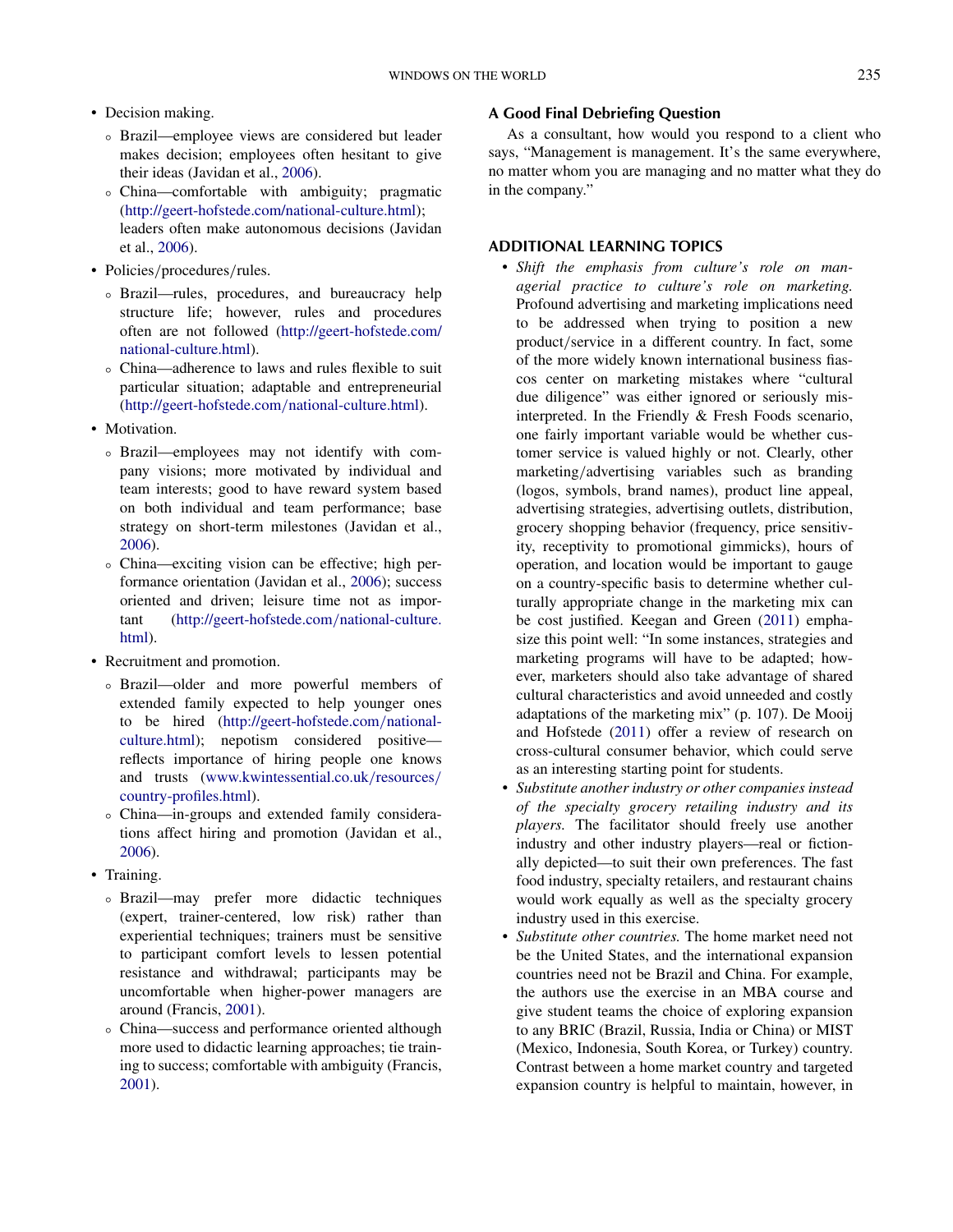- Decision making.
  - Brazil—employee views are considered but leader makes decision; employees often hesitant to give their ideas (Javidan et al., 2006).
  - China—comfortable with ambiguity; pragmatic (http://geert-hofstede.com/national-culture.html); leaders often make autonomous decisions (Javidan et al., 2006).
- Policies/procedures/rules.
  - Brazil—rules, procedures, and bureaucracy help structure life; however, rules and procedures often are not followed (http://geert-hofstede.com/national-culture.html).
  - China—adherence to laws and rules flexible to suit particular situation; adaptable and entrepreneurial (http://geert-hofstede.com/national-culture.html).
- Motivation.
  - Brazil—employees may not identify with company visions; more motivated by individual and team interests; good to have reward system based on both individual and team performance; base strategy on short-term milestones (Javidan et al., 2006).
  - China—exciting vision can be effective; high performance orientation (Javidan et al., 2006); success oriented and driven; leisure time not as important (http://geert-hofstede.com/national-culture.html).
- Recruitment and promotion.
  - Brazil—older and more powerful members of extended family expected to help younger ones to be hired (http://geert-hofstede.com/national-culture.html); nepotism considered positive—reflects importance of hiring people one knows and trusts (www.kwintessential.co.uk/resources/country-profiles.html).
  - China—in-groups and extended family considerations affect hiring and promotion (Javidan et al., 2006).
- Training.
  - Brazil—may prefer more didactic techniques (expert, trainer-centered, low risk) rather than experiential techniques; trainers must be sensitive to participant comfort levels to lessen potential resistance and withdrawal; participants may be uncomfortable when higher-power managers are around (Francis, 2001).
  - China—success and performance oriented although more used to didactic learning approaches; tie training to success; comfortable with ambiguity (Francis, 2001).

### A Good Final Debriefing Question

As a consultant, how would you respond to a client who says, "Management is management. It's the same everywhere, no matter whom you are managing and no matter what they do in the company."

## ADDITIONAL LEARNING TOPICS

- *Shift the emphasis from culture's role on managerial practice to culture's role on marketing.* Profound advertising and marketing implications need to be addressed when trying to position a new product/service in a different country. In fact, some of the more widely known international business fiascos center on marketing mistakes where "cultural due diligence" was either ignored or seriously misinterpreted. In the Friendly & Fresh Foods scenario, one fairly important variable would be whether customer service is valued highly or not. Clearly, other marketing/advertising variables such as branding (logos, symbols, brand names), product line appeal, advertising strategies, advertising outlets, distribution, grocery shopping behavior (frequency, price sensitivity, receptivity to promotional gimmicks), hours of operation, and location would be important to gauge on a country-specific basis to determine whether culturally appropriate change in the marketing mix can be cost justified. Keegan and Green (2011) emphasize this point well: "In some instances, strategies and marketing programs will have to be adapted; however, marketers should also take advantage of shared cultural characteristics and avoid unneeded and costly adaptations of the marketing mix" (p. 107). De Mooij and Hofstede (2011) offer a review of research on cross-cultural consumer behavior, which could serve as an interesting starting point for students.
- *Substitute another industry or other companies instead of the specialty grocery retailing industry and its players.* The facilitator should freely use another industry and other industry players—real or fictionally depicted—to suit their own preferences. The fast food industry, specialty retailers, and restaurant chains would work equally as well as the specialty grocery industry used in this exercise.
- *Substitute other countries.* The home market need not be the United States, and the international expansion countries need not be Brazil and China. For example, the authors use the exercise in an MBA course and give student teams the choice of exploring expansion to any BRIC (Brazil, Russia, India or China) or MIST (Mexico, Indonesia, South Korea, or Turkey) country. Contrast between a home market country and targeted expansion country is helpful to maintain, however, in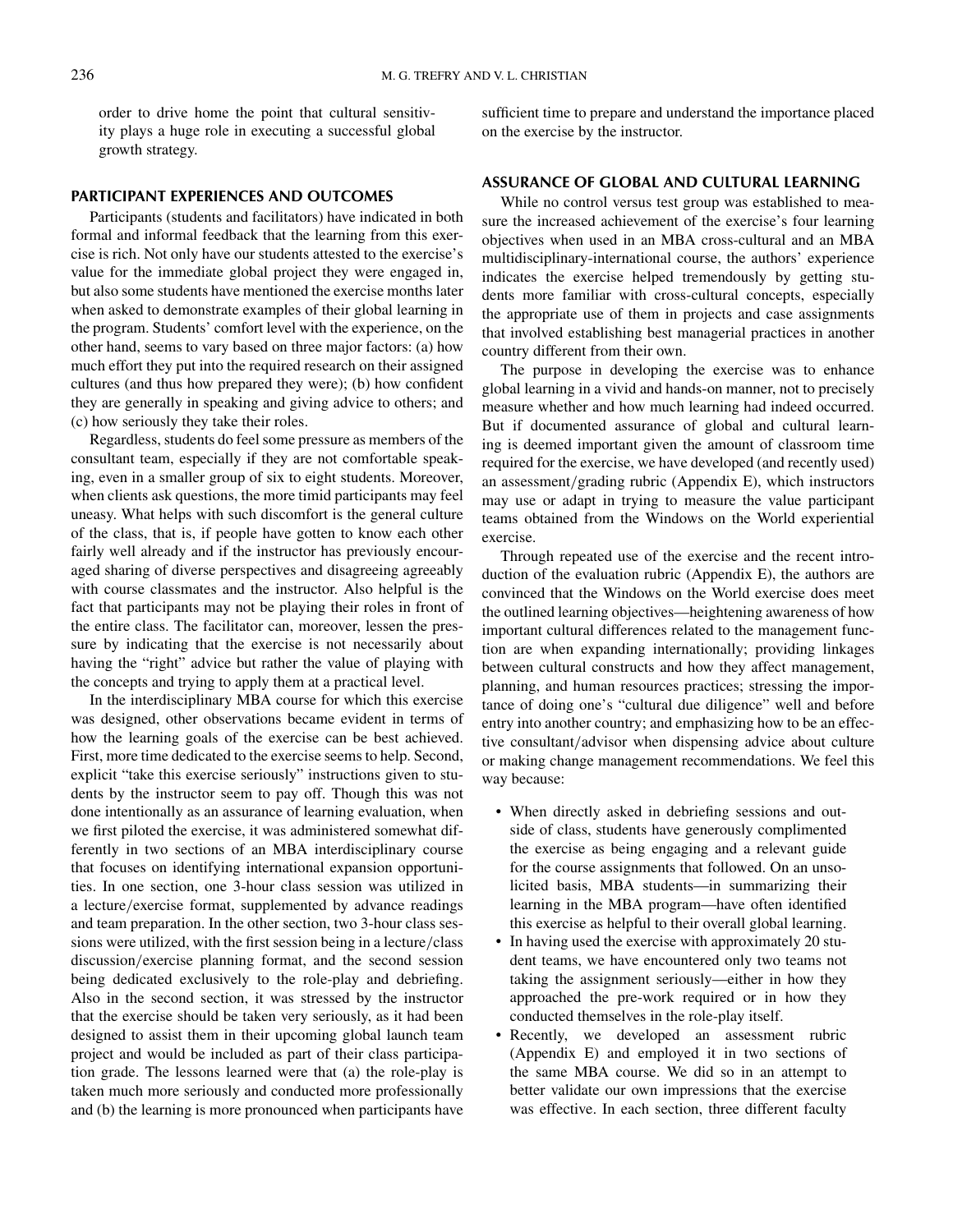order to drive home the point that cultural sensitivity plays a huge role in executing a successful global growth strategy.

## PARTICIPANT EXPERIENCES AND OUTCOMES

Participants (students and facilitators) have indicated in both formal and informal feedback that the learning from this exercise is rich. Not only have our students attested to the exercise's value for the immediate global project they were engaged in, but also some students have mentioned the exercise months later when asked to demonstrate examples of their global learning in the program. Students' comfort level with the experience, on the other hand, seems to vary based on three major factors: (a) how much effort they put into the required research on their assigned cultures (and thus how prepared they were); (b) how confident they are generally in speaking and giving advice to others; and (c) how seriously they take their roles.

Regardless, students do feel some pressure as members of the consultant team, especially if they are not comfortable speaking, even in a smaller group of six to eight students. Moreover, when clients ask questions, the more timid participants may feel uneasy. What helps with such discomfort is the general culture of the class, that is, if people have gotten to know each other fairly well already and if the instructor has previously encouraged sharing of diverse perspectives and disagreeing agreeably with course classmates and the instructor. Also helpful is the fact that participants may not be playing their roles in front of the entire class. The facilitator can, moreover, lessen the pressure by indicating that the exercise is not necessarily about having the "right" advice but rather the value of playing with the concepts and trying to apply them at a practical level.

In the interdisciplinary MBA course for which this exercise was designed, other observations became evident in terms of how the learning goals of the exercise can be best achieved. First, more time dedicated to the exercise seems to help. Second, explicit "take this exercise seriously" instructions given to students by the instructor seem to pay off. Though this was not done intentionally as an assurance of learning evaluation, when we first piloted the exercise, it was administered somewhat differently in two sections of an MBA interdisciplinary course that focuses on identifying international expansion opportunities. In one section, one 3-hour class session was utilized in a lecture/exercise format, supplemented by advance readings and team preparation. In the other section, two 3-hour class sessions were utilized, with the first session being in a lecture/class discussion/exercise planning format, and the second session being dedicated exclusively to the role-play and debriefing. Also in the second section, it was stressed by the instructor that the exercise should be taken very seriously, as it had been designed to assist them in their upcoming global launch team project and would be included as part of their class participation grade. The lessons learned were that (a) the role-play is taken much more seriously and conducted more professionally and (b) the learning is more pronounced when participants have sufficient time to prepare and understand the importance placed on the exercise by the instructor.

## ASSURANCE OF GLOBAL AND CULTURAL LEARNING

While no control versus test group was established to measure the increased achievement of the exercise's four learning objectives when used in an MBA cross-cultural and an MBA multidisciplinary-international course, the authors' experience indicates the exercise helped tremendously by getting students more familiar with cross-cultural concepts, especially the appropriate use of them in projects and case assignments that involved establishing best managerial practices in another country different from their own.

The purpose in developing the exercise was to enhance global learning in a vivid and hands-on manner, not to precisely measure whether and how much learning had indeed occurred. But if documented assurance of global and cultural learning is deemed important given the amount of classroom time required for the exercise, we have developed (and recently used) an assessment/grading rubric (Appendix E), which instructors may use or adapt in trying to measure the value participant teams obtained from the Windows on the World experiential exercise.

Through repeated use of the exercise and the recent introduction of the evaluation rubric (Appendix E), the authors are convinced that the Windows on the World exercise does meet the outlined learning objectives—heightening awareness of how important cultural differences related to the management function are when expanding internationally; providing linkages between cultural constructs and how they affect management, planning, and human resources practices; stressing the importance of doing one's "cultural due diligence" well and before entry into another country; and emphasizing how to be an effective consultant/advisor when dispensing advice about culture or making change management recommendations. We feel this way because:

- When directly asked in debriefing sessions and outside of class, students have generously complimented the exercise as being engaging and a relevant guide for the course assignments that followed. On an unsolicited basis, MBA students—in summarizing their learning in the MBA program—have often identified this exercise as helpful to their overall global learning.
- In having used the exercise with approximately 20 student teams, we have encountered only two teams not taking the assignment seriously—either in how they approached the pre-work required or in how they conducted themselves in the role-play itself.
- Recently, we developed an assessment rubric (Appendix E) and employed it in two sections of the same MBA course. We did so in an attempt to better validate our own impressions that the exercise was effective. In each section, three different faculty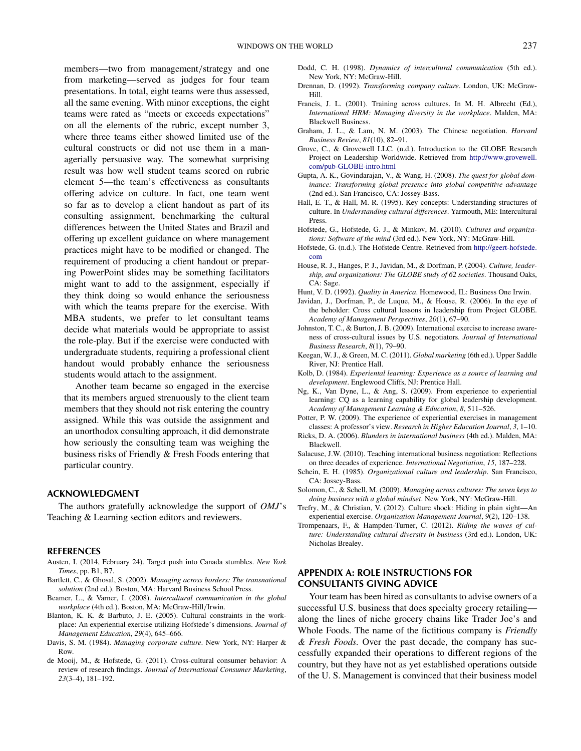members—two from management/strategy and one from marketing—served as judges for four team presentations. In total, eight teams were thus assessed, all the same evening. With minor exceptions, the eight teams were rated as "meets or exceeds expectations" on all the elements of the rubric, except number 3, where three teams either showed limited use of the cultural constructs or did not use them in a managerially persuasive way. The somewhat surprising result was how well student teams scored on rubric element 5—the team's effectiveness as consultants offering advice on culture. In fact, one team went so far as to develop a client handout as part of its consulting assignment, benchmarking the cultural differences between the United States and Brazil and offering up excellent guidance on where management practices might have to be modified or changed. The requirement of producing a client handout or preparing PowerPoint slides may be something facilitators might want to add to the assignment, especially if they think doing so would enhance the seriousness with which the teams prepare for the exercise. With MBA students, we prefer to let consultant teams decide what materials would be appropriate to assist the role-play. But if the exercise were conducted with undergraduate students, requiring a professional client handout would probably enhance the seriousness students would attach to the assignment.

Another team became so engaged in the exercise that its members argued strenuously to the client team members that they should not risk entering the country assigned. While this was outside the assignment and an unorthodox consulting approach, it did demonstrate how seriously the consulting team was weighing the business risks of Friendly & Fresh Foods entering that particular country.

## ACKNOWLEDGMENT

The authors gratefully acknowledge the support of *OMJ*'s Teaching & Learning section editors and reviewers.

## REFERENCES

Austen, I. (2014, February 24). Target push into Canada stumbles. *New York Times*, pp. B1, B7.

Bartlett, C., & Ghosal, S. (2002). *Managing across borders: The transnational solution* (2nd ed.). Boston, MA: Harvard Business School Press.

Beamer, L., & Varner, I. (2008). *Intercultural communication in the global workplace* (4th ed.). Boston, MA: McGraw-Hill/Irwin.

Blanton, K. K. & Barbuto, J. E. (2005). Cultural constraints in the workplace: An experiential exercise utilizing Hofstede's dimensions. *Journal of Management Education*, *29*(4), 645–666.

Davis, S. M. (1984). *Managing corporate culture*. New York, NY: Harper & Row.

de Mooij, M., & Hofstede, G. (2011). Cross-cultural consumer behavior: A review of research findings. *Journal of International Consumer Marketing*, *23*(3–4), 181–192.

Dodd, C. H. (1998). *Dynamics of intercultural communication* (5th ed.). New York, NY: McGraw-Hill.

Drennan, D. (1992). *Transforming company culture*. London, UK: McGraw-Hill.

Francis, J. L. (2001). Training across cultures. In M. H. Albrecht (Ed.), *International HRM: Managing diversity in the workplace*. Malden, MA: Blackwell Business.

Graham, J. L., & Lam, N. M. (2003). The Chinese negotiation. *Harvard Business Review*, *81*(10), 82–91.

Grove, C., & Grovewell LLC. (n.d.). Introduction to the GLOBE Research Project on Leadership Worldwide. Retrieved from http://www.grovewell.com/pub-GLOBE-intro.html

Gupta, A. K., Govindarajan, V., & Wang, H. (2008). *The quest for global dominance: Transforming global presence into global competitive advantage* (2nd ed.). San Francisco, CA: Jossey-Bass.

Hall, E. T., & Hall, M. R. (1995). Key concepts: Understanding structures of culture. In *Understanding cultural differences*. Yarmouth, ME: Intercultural Press.

Hofstede, G., Hofstede, G. J., & Minkov, M. (2010). *Cultures and organizations: Software of the mind* (3rd ed.). New York, NY: McGraw-Hill.

Hofstede, G. (n.d.). The Hofstede Centre. Retrieved from http://geert-hofstede.com

House, R. J., Hanges, P. J., Javidan, M., & Dorfman, P. (2004). *Culture, leadership, and organizations: The GLOBE study of 62 societies*. Thousand Oaks, CA: Sage.

Hunt, V. D. (1992). *Quality in America*. Homewood, IL: Business One Irwin.

Javidan, J., Dorfman, P., de Luque, M., & House, R. (2006). In the eye of the beholder: Cross cultural lessons in leadership from Project GLOBE. *Academy of Management Perspectives*, *20*(1), 67–90.

Johnston, T. C., & Burton, J. B. (2009). International exercise to increase awareness of cross-cultural issues by U.S. negotiators. *Journal of International Business Research*, *8*(1), 79–90.

Keegan, W. J., & Green, M. C. (2011). *Global marketing* (6th ed.). Upper Saddle River, NJ: Prentice Hall.

Kolb, D. (1984). *Experiential learning: Experience as a source of learning and development*. Englewood Cliffs, NJ: Prentice Hall.

Ng, K., Van Dyne, L., & Ang, S. (2009). From experience to experiential learning: CQ as a learning capability for global leadership development. *Academy of Management Learning & Education*, *8*, 511–526.

Potter, P. W. (2009). The experience of experiential exercises in management classes: A professor's view. *Research in Higher Education Journal*, *3*, 1–10.

Ricks, D. A. (2006). *Blunders in international business* (4th ed.). Malden, MA: Blackwell.

Salacuse, J.W. (2010). Teaching international business negotiation: Reflections on three decades of experience. *International Negotiation*, *15*, 187–228.

Schein, E. H. (1985). *Organizational culture and leadership*. San Francisco, CA: Jossey-Bass.

Solomon, C., & Schell, M. (2009). *Managing across cultures: The seven keys to doing business with a global mindset*. New York, NY: McGraw-Hill.

Trefry, M., & Christian, V. (2012). Culture shock: Hiding in plain sight—An experiential exercise. *Organization Management Journal*, *9*(2), 120–138.

Trompenaars, F., & Hampden-Turner, C. (2012). *Riding the waves of culture: Understanding cultural diversity in business* (3rd ed.). London, UK: Nicholas Brealey.

## APPENDIX A: ROLE INSTRUCTIONS FOR CONSULTANTS GIVING ADVICE

Your team has been hired as consultants to advise owners of a successful U.S. business that does specialty grocery retailing—along the lines of niche grocery chains like Trader Joe's and Whole Foods. The name of the fictitious company is *Friendly & Fresh Foods.* Over the past decade, the company has successfully expanded their operations to different regions of the country, but they have not as yet established operations outside of the U. S. Management is convinced that their business model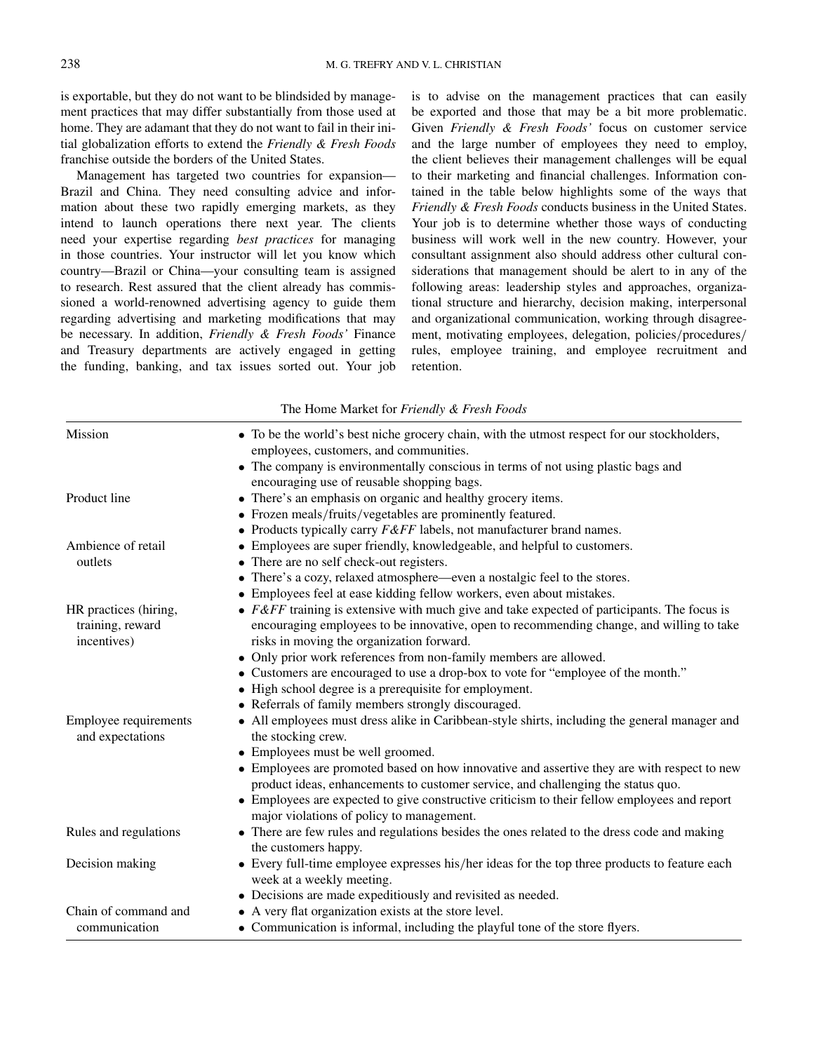is exportable, but they do not want to be blindsided by management practices that may differ substantially from those used at home. They are adamant that they do not want to fail in their initial globalization efforts to extend the *Friendly & Fresh Foods* franchise outside the borders of the United States.

Management has targeted two countries for expansion—Brazil and China. They need consulting advice and information about these two rapidly emerging markets, as they intend to launch operations there next year. The clients need your expertise regarding *best practices* for managing in those countries. Your instructor will let you know which country—Brazil or China—your consulting team is assigned to research. Rest assured that the client already has commissioned a world-renowned advertising agency to guide them regarding advertising and marketing modifications that may be necessary. In addition, *Friendly & Fresh Foods'* Finance and Treasury departments are actively engaged in getting the funding, banking, and tax issues sorted out. Your job is to advise on the management practices that can easily be exported and those that may be a bit more problematic. Given *Friendly & Fresh Foods'* focus on customer service and the large number of employees they need to employ, the client believes their management challenges will be equal to their marketing and financial challenges. Information contained in the table below highlights some of the ways that *Friendly & Fresh Foods* conducts business in the United States. Your job is to determine whether those ways of conducting business will work well in the new country. However, your consultant assignment also should address other cultural considerations that management should be alert to in any of the following areas: leadership styles and approaches, organizational structure and hierarchy, decision making, interpersonal and organizational communication, working through disagreement, motivating employees, delegation, policies/procedures/rules, employee training, and employee recruitment and retention.

The Home Market for *Friendly & Fresh Foods*

| | |
|---|---|
| Mission | • To be the world's best niche grocery chain, with the utmost respect for our stockholders, employees, customers, and communities.<br>• The company is environmentally conscious in terms of not using plastic bags and encouraging use of reusable shopping bags. |
| Product line | • There's an emphasis on organic and healthy grocery items.<br>• Frozen meals/fruits/vegetables are prominently featured.<br>• Products typically carry *F&FF* labels, not manufacturer brand names. |
| Ambience of retail outlets | • Employees are super friendly, knowledgeable, and helpful to customers.<br>• There are no self check-out registers.<br>• There's a cozy, relaxed atmosphere—even a nostalgic feel to the stores.<br>• Employees feel at ease kidding fellow workers, even about mistakes. |
| HR practices (hiring, training, reward incentives) | • *F&FF* training is extensive with much give and take expected of participants. The focus is encouraging employees to be innovative, open to recommending change, and willing to take risks in moving the organization forward.<br>• Only prior work references from non-family members are allowed.<br>• Customers are encouraged to use a drop-box to vote for "employee of the month."<br>• High school degree is a prerequisite for employment.<br>• Referrals of family members strongly discouraged. |
| Employee requirements and expectations | • All employees must dress alike in Caribbean-style shirts, including the general manager and the stocking crew.<br>• Employees must be well groomed.<br>• Employees are promoted based on how innovative and assertive they are with respect to new product ideas, enhancements to customer service, and challenging the status quo.<br>• Employees are expected to give constructive criticism to their fellow employees and report major violations of policy to management. |
| Rules and regulations | • There are few rules and regulations besides the ones related to the dress code and making the customers happy. |
| Decision making | • Every full-time employee expresses his/her ideas for the top three products to feature each week at a weekly meeting.<br>• Decisions are made expeditiously and revisited as needed. |
| Chain of command and communication | • A very flat organization exists at the store level.<br>• Communication is informal, including the playful tone of the store flyers. |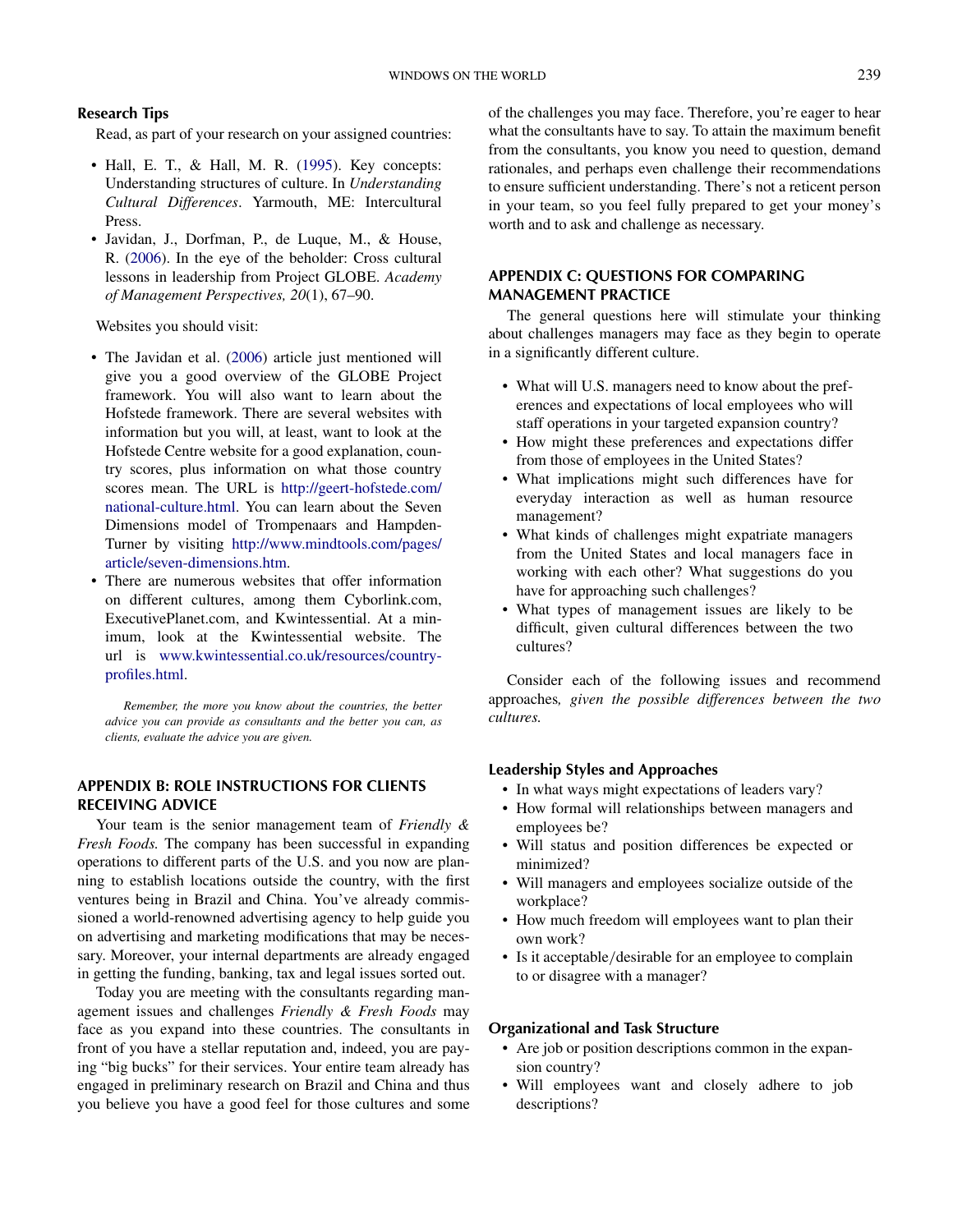### Research Tips

Read, as part of your research on your assigned countries:

- Hall, E. T., & Hall, M. R. (1995). Key concepts: Understanding structures of culture. In *Understanding Cultural Differences*. Yarmouth, ME: Intercultural Press.
- Javidan, J., Dorfman, P., de Luque, M., & House, R. (2006). In the eye of the beholder: Cross cultural lessons in leadership from Project GLOBE. *Academy of Management Perspectives, 20*(1), 67–90.

Websites you should visit:

- The Javidan et al. (2006) article just mentioned will give you a good overview of the GLOBE Project framework. You will also want to learn about the Hofstede framework. There are several websites with information but you will, at least, want to look at the Hofstede Centre website for a good explanation, country scores, plus information on what those country scores mean. The URL is http://geert-hofstede.com/national-culture.html. You can learn about the Seven Dimensions model of Trompenaars and Hampden-Turner by visiting http://www.mindtools.com/pages/article/seven-dimensions.htm.
- There are numerous websites that offer information on different cultures, among them Cyborlink.com, ExecutivePlanet.com, and Kwintessential. At a minimum, look at the Kwintessential website. The url is www.kwintessential.co.uk/resources/country-profiles.html.

*Remember, the more you know about the countries, the better advice you can provide as consultants and the better you can, as clients, evaluate the advice you are given.*

## APPENDIX B: ROLE INSTRUCTIONS FOR CLIENTS RECEIVING ADVICE

Your team is the senior management team of *Friendly & Fresh Foods.* The company has been successful in expanding operations to different parts of the U.S. and you now are planning to establish locations outside the country, with the first ventures being in Brazil and China. You've already commissioned a world-renowned advertising agency to help guide you on advertising and marketing modifications that may be necessary. Moreover, your internal departments are already engaged in getting the funding, banking, tax and legal issues sorted out.

Today you are meeting with the consultants regarding management issues and challenges *Friendly & Fresh Foods* may face as you expand into these countries. The consultants in front of you have a stellar reputation and, indeed, you are paying "big bucks" for their services. Your entire team already has engaged in preliminary research on Brazil and China and thus you believe you have a good feel for those cultures and some of the challenges you may face. Therefore, you're eager to hear what the consultants have to say. To attain the maximum benefit from the consultants, you know you need to question, demand rationales, and perhaps even challenge their recommendations to ensure sufficient understanding. There's not a reticent person in your team, so you feel fully prepared to get your money's worth and to ask and challenge as necessary.

## APPENDIX C: QUESTIONS FOR COMPARING MANAGEMENT PRACTICE

The general questions here will stimulate your thinking about challenges managers may face as they begin to operate in a significantly different culture.

- What will U.S. managers need to know about the preferences and expectations of local employees who will staff operations in your targeted expansion country?
- How might these preferences and expectations differ from those of employees in the United States?
- What implications might such differences have for everyday interaction as well as human resource management?
- What kinds of challenges might expatriate managers from the United States and local managers face in working with each other? What suggestions do you have for approaching such challenges?
- What types of management issues are likely to be difficult, given cultural differences between the two cultures?

Consider each of the following issues and recommend approaches*, given the possible differences between the two cultures.*

### Leadership Styles and Approaches

- In what ways might expectations of leaders vary?
- How formal will relationships between managers and employees be?
- Will status and position differences be expected or minimized?
- Will managers and employees socialize outside of the workplace?
- How much freedom will employees want to plan their own work?
- Is it acceptable/desirable for an employee to complain to or disagree with a manager?

### Organizational and Task Structure

- Are job or position descriptions common in the expansion country?
- Will employees want and closely adhere to job descriptions?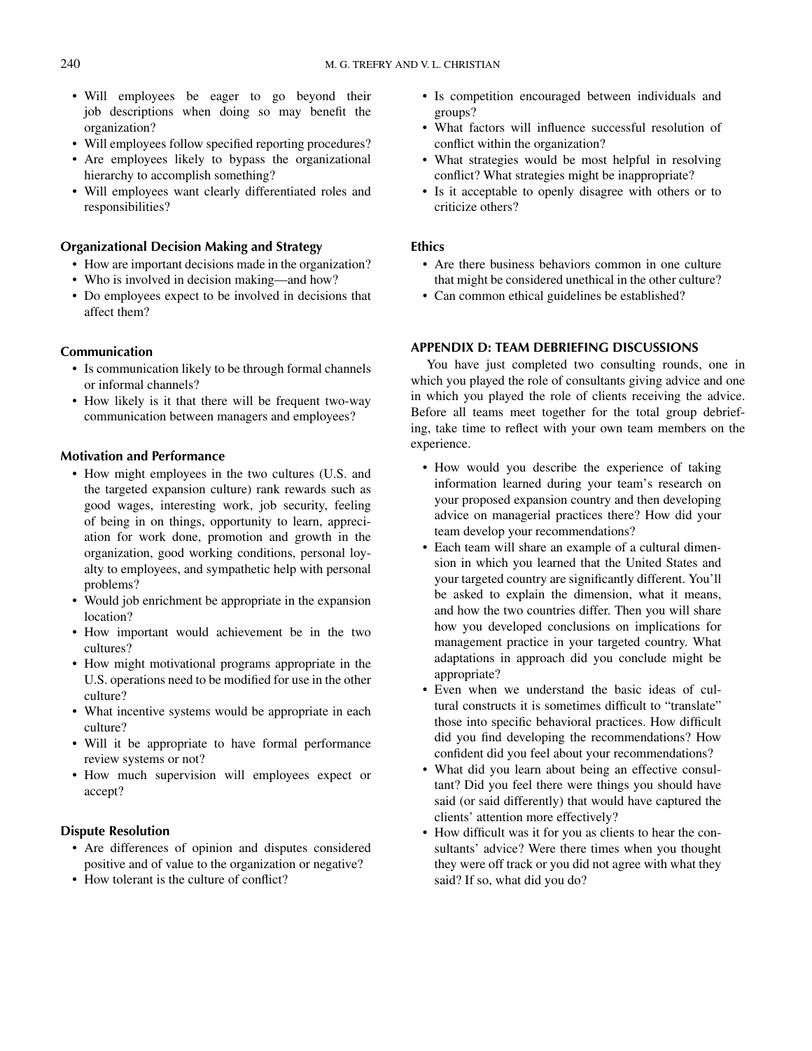- Will employees be eager to go beyond their job descriptions when doing so may benefit the organization?
- Will employees follow specified reporting procedures?
- Are employees likely to bypass the organizational hierarchy to accomplish something?
- Will employees want clearly differentiated roles and responsibilities?

### Organizational Decision Making and Strategy

- How are important decisions made in the organization?
- Who is involved in decision making—and how?
- Do employees expect to be involved in decisions that affect them?

### Communication

- Is communication likely to be through formal channels or informal channels?
- How likely is it that there will be frequent two-way communication between managers and employees?

### Motivation and Performance

- How might employees in the two cultures (U.S. and the targeted expansion culture) rank rewards such as good wages, interesting work, job security, feeling of being in on things, opportunity to learn, appreciation for work done, promotion and growth in the organization, good working conditions, personal loyalty to employees, and sympathetic help with personal problems?
- Would job enrichment be appropriate in the expansion location?
- How important would achievement be in the two cultures?
- How might motivational programs appropriate in the U.S. operations need to be modified for use in the other culture?
- What incentive systems would be appropriate in each culture?
- Will it be appropriate to have formal performance review systems or not?
- How much supervision will employees expect or accept?

### Dispute Resolution

- Are differences of opinion and disputes considered positive and of value to the organization or negative?
- How tolerant is the culture of conflict?
- Is competition encouraged between individuals and groups?
- What factors will influence successful resolution of conflict within the organization?
- What strategies would be most helpful in resolving conflict? What strategies might be inappropriate?
- Is it acceptable to openly disagree with others or to criticize others?

### Ethics

- Are there business behaviors common in one culture that might be considered unethical in the other culture?
- Can common ethical guidelines be established?

## APPENDIX D: TEAM DEBRIEFING DISCUSSIONS

You have just completed two consulting rounds, one in which you played the role of consultants giving advice and one in which you played the role of clients receiving the advice. Before all teams meet together for the total group debriefing, take time to reflect with your own team members on the experience.

- How would you describe the experience of taking information learned during your team's research on your proposed expansion country and then developing advice on managerial practices there? How did your team develop your recommendations?
- Each team will share an example of a cultural dimension in which you learned that the United States and your targeted country are significantly different. You'll be asked to explain the dimension, what it means, and how the two countries differ. Then you will share how you developed conclusions on implications for management practice in your targeted country. What adaptations in approach did you conclude might be appropriate?
- Even when we understand the basic ideas of cultural constructs it is sometimes difficult to "translate" those into specific behavioral practices. How difficult did you find developing the recommendations? How confident did you feel about your recommendations?
- What did you learn about being an effective consultant? Did you feel there were things you should have said (or said differently) that would have captured the clients' attention more effectively?
- How difficult was it for you as clients to hear the consultants' advice? Were there times when you thought they were off track or you did not agree with what they said? If so, what did you do?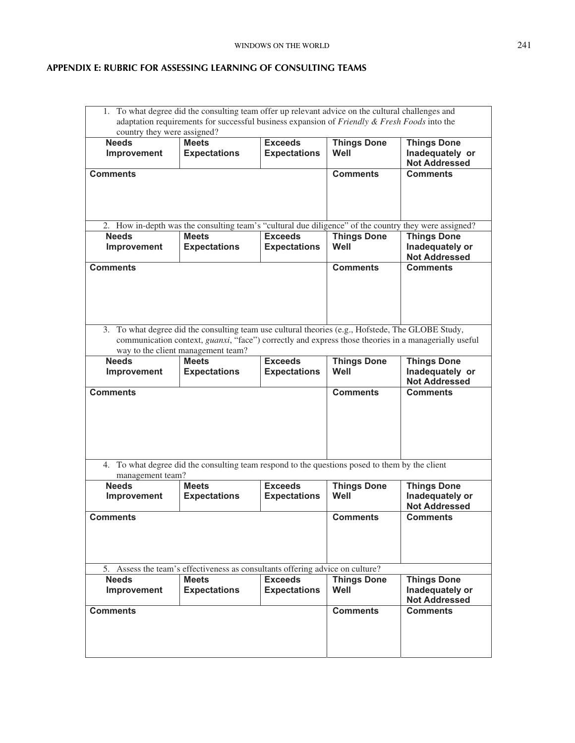## APPENDIX E: RUBRIC FOR ASSESSING LEARNING OF CONSULTING TEAMS

| 1. To what degree did the consulting team offer up relevant advice on the cultural challenges and adaptation requirements for successful business expansion of *Friendly & Fresh Foods* into the country they were assigned? | | | | |
|---|---|---|---|---|
| **Needs Improvement** | **Meets Expectations** | **Exceeds Expectations** | **Things Done Well** | **Things Done Inadequately or Not Addressed** |
| **Comments** | | | **Comments** | **Comments** |
| 2. How in-depth was the consulting team's "cultural due diligence" of the country they were assigned? | | | | |
| **Needs Improvement** | **Meets Expectations** | **Exceeds Expectations** | **Things Done Well** | **Things Done Inadequately or Not Addressed** |
| **Comments** | | | **Comments** | **Comments** |
| 3. To what degree did the consulting team use cultural theories (e.g., Hofstede, The GLOBE Study, communication context, *guanxi*, "face") correctly and express those theories in a managerially useful way to the client management team? | | | | |
| **Needs Improvement** | **Meets Expectations** | **Exceeds Expectations** | **Things Done Well** | **Things Done Inadequately or Not Addressed** |
| **Comments** | | | **Comments** | **Comments** |
| 4. To what degree did the consulting team respond to the questions posed to them by the client management team? | | | | |
| **Needs Improvement** | **Meets Expectations** | **Exceeds Expectations** | **Things Done Well** | **Things Done Inadequately or Not Addressed** |
| **Comments** | | | **Comments** | **Comments** |
| 5. Assess the team's effectiveness as consultants offering advice on culture? | | | | |
| **Needs Improvement** | **Meets Expectations** | **Exceeds Expectations** | **Things Done Well** | **Things Done Inadequately or Not Addressed** |
| **Comments** | | | **Comments** | **Comments** |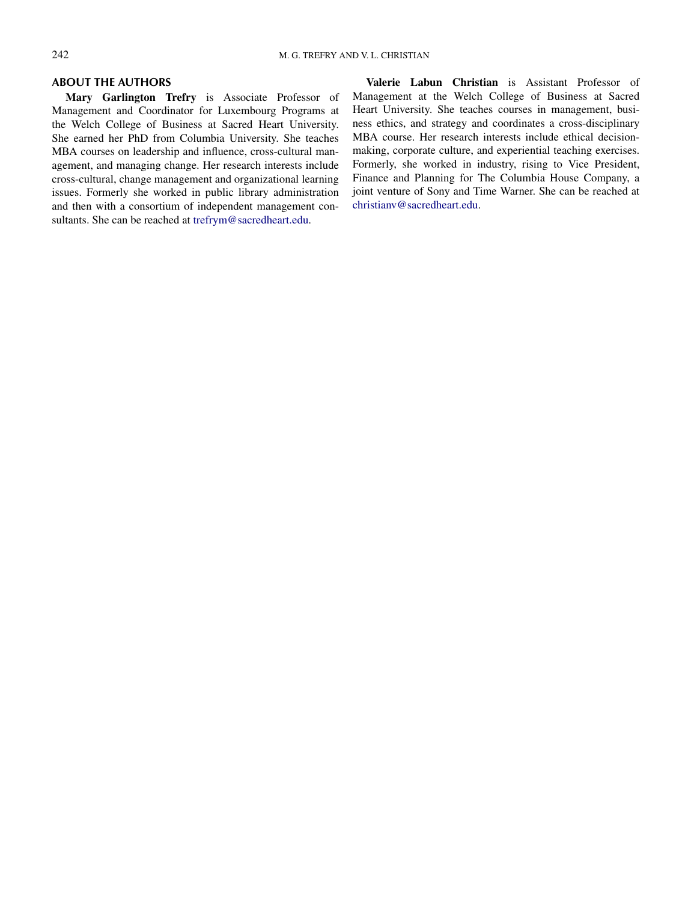## ABOUT THE AUTHORS

**Mary Garlington Trefry** is Associate Professor of Management and Coordinator for Luxembourg Programs at the Welch College of Business at Sacred Heart University. She earned her PhD from Columbia University. She teaches MBA courses on leadership and influence, cross-cultural management, and managing change. Her research interests include cross-cultural, change management and organizational learning issues. Formerly she worked in public library administration and then with a consortium of independent management consultants. She can be reached at trefrym@sacredheart.edu.

**Valerie Labun Christian** is Assistant Professor of Management at the Welch College of Business at Sacred Heart University. She teaches courses in management, business ethics, and strategy and coordinates a cross-disciplinary MBA course. Her research interests include ethical decision-making, corporate culture, and experiential teaching exercises. Formerly, she worked in industry, rising to Vice President, Finance and Planning for The Columbia House Company, a joint venture of Sony and Time Warner. She can be reached at christianv@sacredheart.edu.